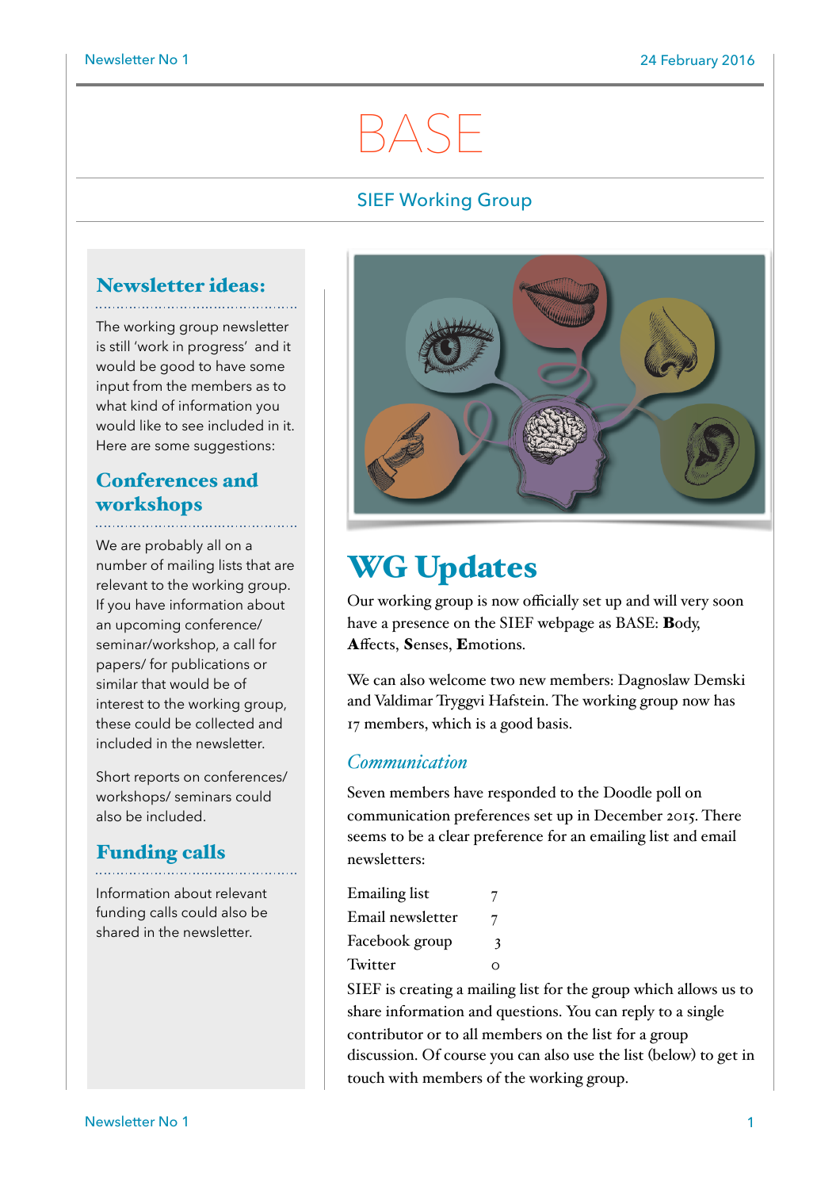# BASE

SIEF Working Group

## Newsletter ideas:

The working group newsletter is still 'work in progress' and it would be good to have some input from the members as to what kind of information you would like to see included in it. Here are some suggestions:

### Conferences and workshops

We are probably all on a number of mailing lists that are relevant to the working group. If you have information about an upcoming conference/ seminar/workshop, a call for papers/ for publications or similar that would be of interest to the working group, these could be collected and included in the newsletter.

Short reports on conferences/ workshops/ seminars could also be included.

### Funding calls

Information about relevant funding calls could also be shared in the newsletter.

## WG Updates

Our working group is now officially set up and will very soon have a presence on the SIEF webpage as BASE: **B**ody, **A**ffects, **S**enses, **E**motions.

We can also welcome two new members: Dagnoslaw Demski and Valdimar Tryggvi Hafstein. The working group now has 17 members, which is a good basis.

### *Communication*

Seven members have responded to the Doodle poll on communication preferences set up in December 2015. There seems to be a clear preference for an emailing list and email newsletters:

| | |
|---|---|
| Emailing list | 7 |
| Email newsletter | 7 |
| Facebook group | 3 |
| Twitter | 0 |

SIEF is creating a mailing list for the group which allows us to share information and questions. You can reply to a single contributor or to all members on the list for a group discussion. Of course you can also use the list (below) to get in touch with members of the working group.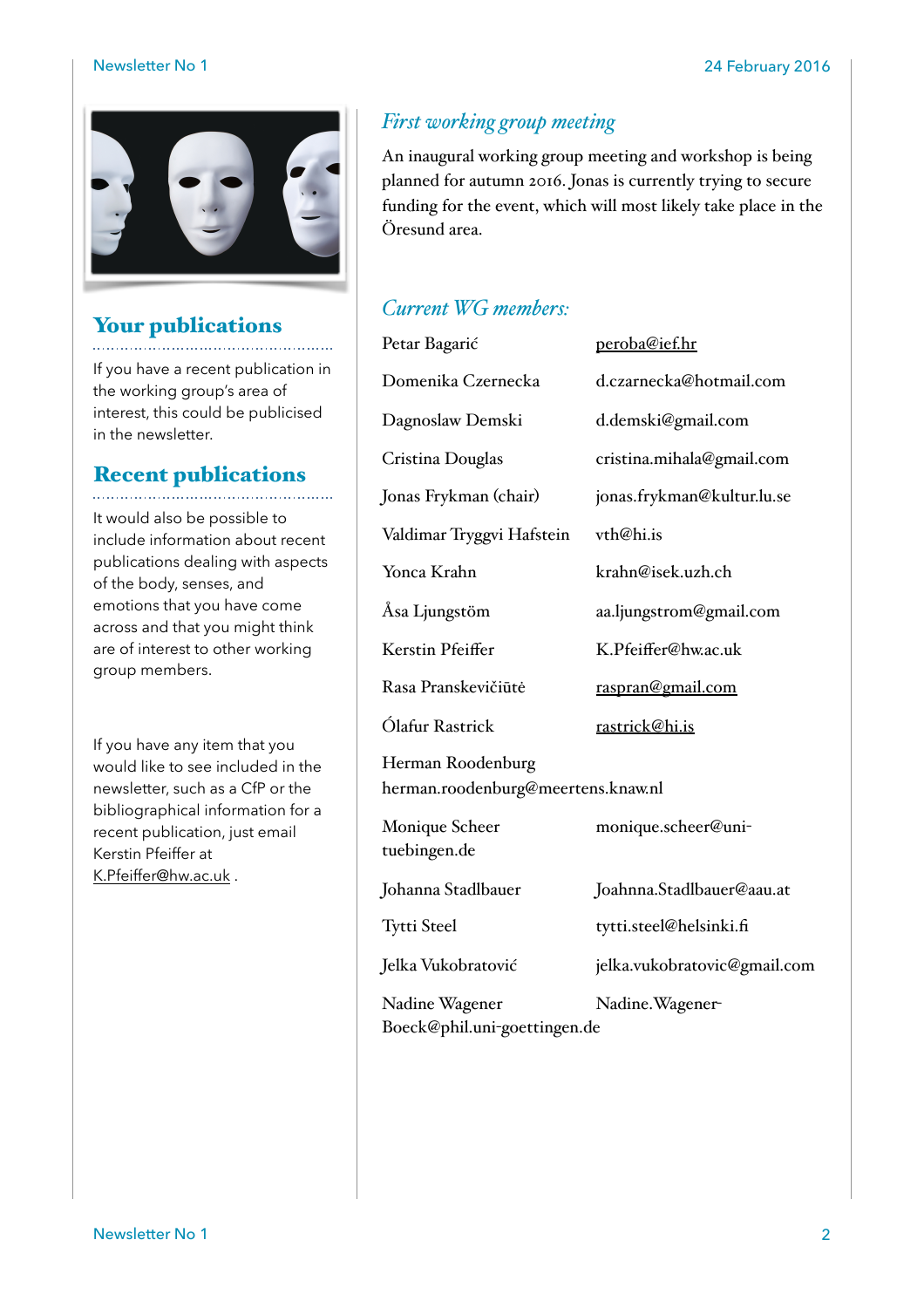## Your publications

If you have a recent publication in the working group's area of interest, this could be publicised in the newsletter.

## Recent publications

It would also be possible to include information about recent publications dealing with aspects of the body, senses, and emotions that you have come across and that you might think are of interest to other working group members.

If you have any item that you would like to see included in the newsletter, such as a CfP or the bibliographical information for a recent publication, just email Kerstin Pfeiffer at K.Pfeiffer@hw.ac.uk .

## *First working group meeting*

An inaugural working group meeting and workshop is being planned for autumn 2016. Jonas is currently trying to secure funding for the event, which will most likely take place in the Öresund area.

## *Current WG members:*

| | |
|---|---|
| Petar Bagarić | peroba@ief.hr |
| Domenika Czernecka | d.czarnecka@hotmail.com |
| Dagnoslaw Demski | d.demski@gmail.com |
| Cristina Douglas | cristina.mihala@gmail.com |
| Jonas Frykman (chair) | jonas.frykman@kultur.lu.se |
| Valdimar Tryggvi Hafstein | vth@hi.is |
| Yonca Krahn | krahn@isek.uzh.ch |
| Åsa Ljungstöm | aa.ljungstrom@gmail.com |
| Kerstin Pfeiffer | K.Pfeiffer@hw.ac.uk |
| Rasa Pranskevičiūtė | raspran@gmail.com |
| Ólafur Rastrick | rastrick@hi.is |
| Herman Roodenburg | herman.roodenburg@meertens.knaw.nl |
| Monique Scheer | monique.scheer@uni-tuebingen.de |
| Johanna Stadlbauer | Joahnna.Stadlbauer@aau.at |
| Tytti Steel | tytti.steel@helsinki.fi |
| Jelka Vukobratović | jelka.vukobratovic@gmail.com |
| Nadine Wagener | Nadine.Wagener-Boeck@phil.uni-goettingen.de |